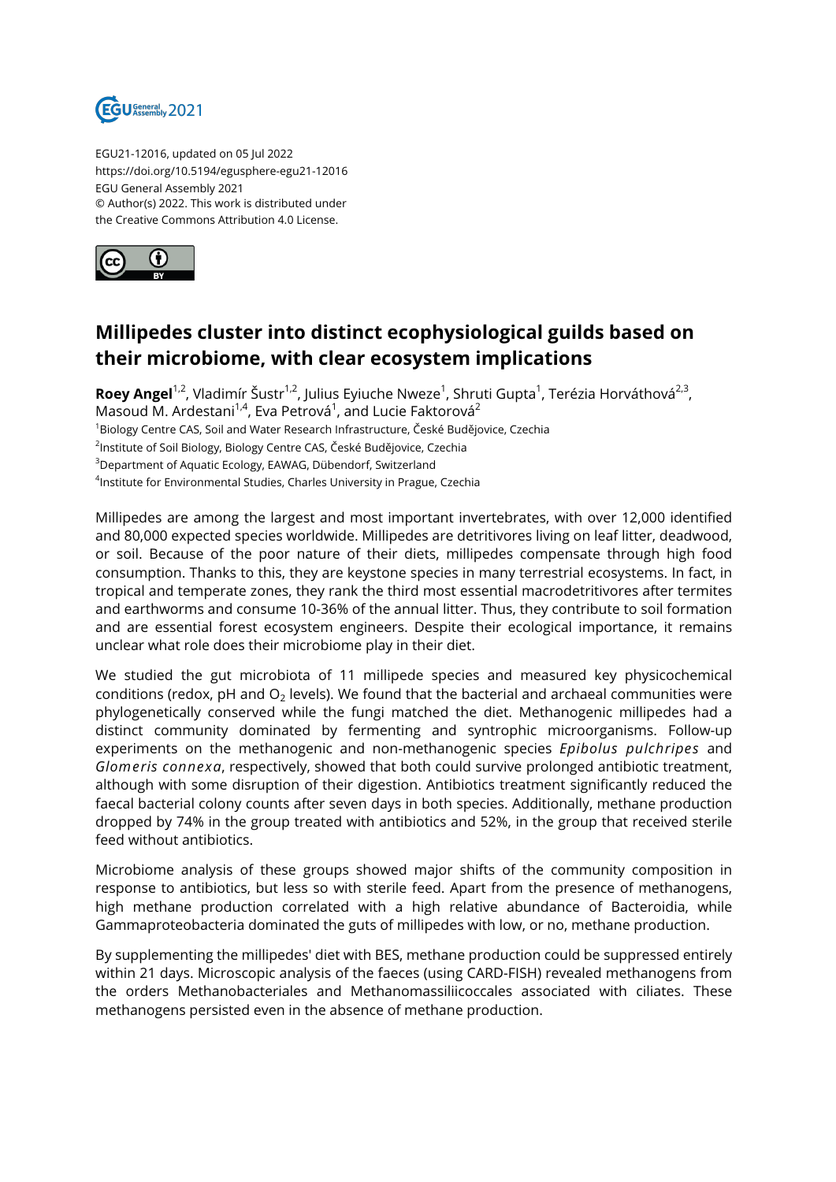EGU21-12016, updated on 05 Jul 2022
https://doi.org/10.5194/egusphere-egu21-12016
EGU General Assembly 2021
© Author(s) 2022. This work is distributed under
the Creative Commons Attribution 4.0 License.

# Millipedes cluster into distinct ecophysiological guilds based on their microbiome, with clear ecosystem implications

**Roey Angel**[1,2], Vladimír Šustr[1,2], Julius Eyiuche Nweze[1], Shruti Gupta[1], Terézia Horváthová[2,3], Masoud M. Ardestani[1,4], Eva Petrová[1], and Lucie Faktorová[2]

[1]Biology Centre CAS, Soil and Water Research Infrastructure, České Budějovice, Czechia
[2]Institute of Soil Biology, Biology Centre CAS, České Budějovice, Czechia
[3]Department of Aquatic Ecology, EAWAG, Dübendorf, Switzerland
[4]Institute for Environmental Studies, Charles University in Prague, Czechia

Millipedes are among the largest and most important invertebrates, with over 12,000 identified and 80,000 expected species worldwide. Millipedes are detritivores living on leaf litter, deadwood, or soil. Because of the poor nature of their diets, millipedes compensate through high food consumption. Thanks to this, they are keystone species in many terrestrial ecosystems. In fact, in tropical and temperate zones, they rank the third most essential macrodetritivores after termites and earthworms and consume 10-36% of the annual litter. Thus, they contribute to soil formation and are essential forest ecosystem engineers. Despite their ecological importance, it remains unclear what role does their microbiome play in their diet.

We studied the gut microbiota of 11 millipede species and measured key physicochemical conditions (redox, pH and $O_2$ levels). We found that the bacterial and archaeal communities were phylogenetically conserved while the fungi matched the diet. Methanogenic millipedes had a distinct community dominated by fermenting and syntrophic microorganisms. Follow-up experiments on the methanogenic and non-methanogenic species *Epibolus pulchripes* and *Glomeris connexa*, respectively, showed that both could survive prolonged antibiotic treatment, although with some disruption of their digestion. Antibiotics treatment significantly reduced the faecal bacterial colony counts after seven days in both species. Additionally, methane production dropped by 74% in the group treated with antibiotics and 52%, in the group that received sterile feed without antibiotics.

Microbiome analysis of these groups showed major shifts of the community composition in response to antibiotics, but less so with sterile feed. Apart from the presence of methanogens, high methane production correlated with a high relative abundance of Bacteroidia, while Gammaproteobacteria dominated the guts of millipedes with low, or no, methane production.

By supplementing the millipedes' diet with BES, methane production could be suppressed entirely within 21 days. Microscopic analysis of the faeces (using CARD-FISH) revealed methanogens from the orders Methanobacteriales and Methanomassiliicoccales associated with ciliates. These methanogens persisted even in the absence of methane production.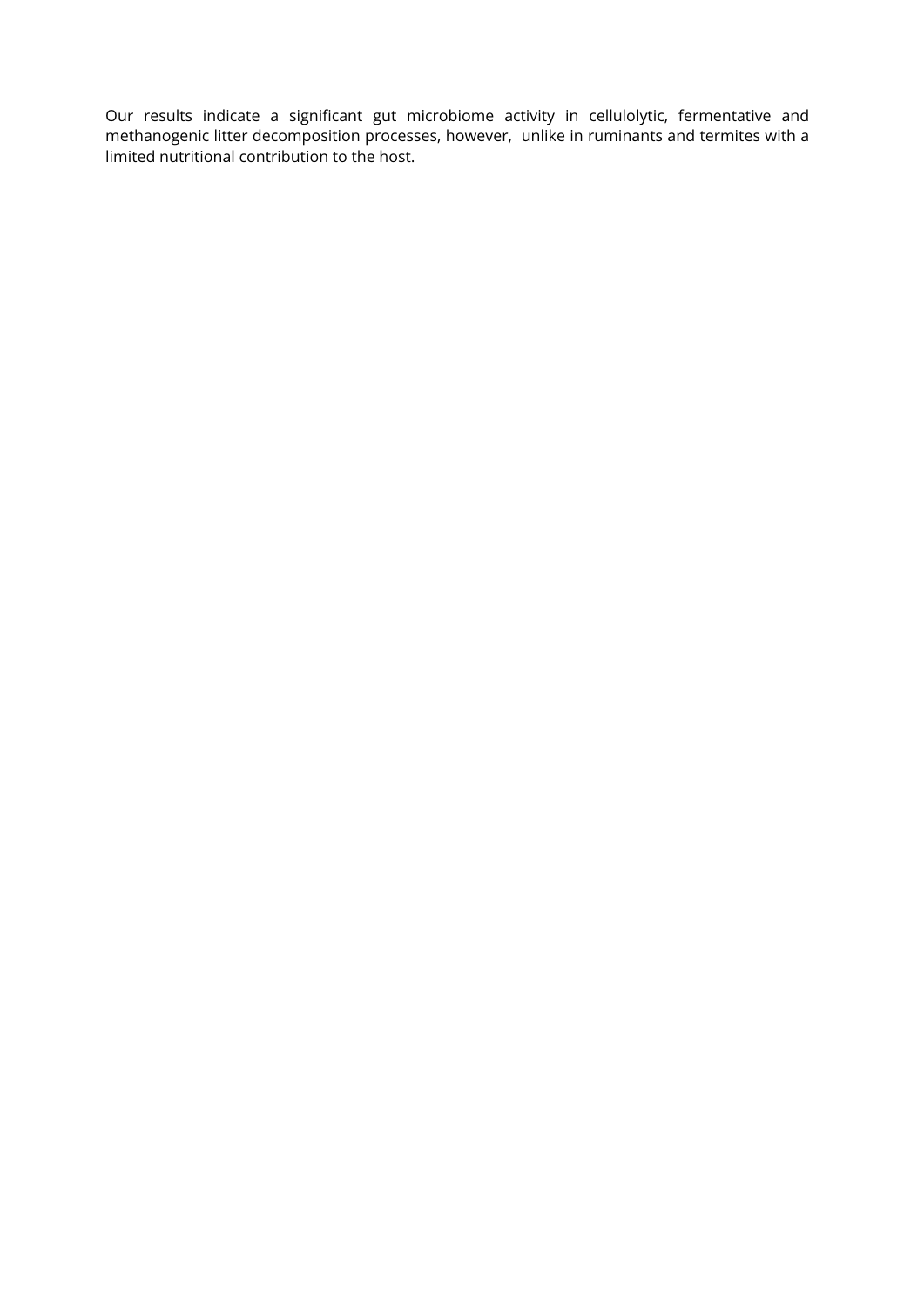Our results indicate a significant gut microbiome activity in cellulolytic, fermentative and methanogenic litter decomposition processes, however, unlike in ruminants and termites with a limited nutritional contribution to the host.